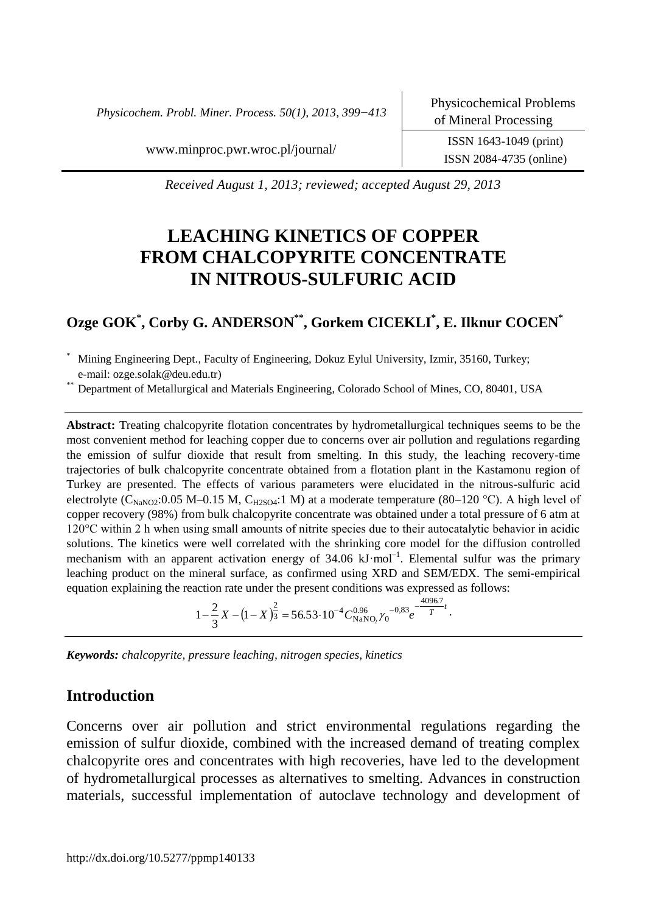Received August 1, 2013; reviewed; accepted August 29, 2013

# LEACHING KINETICS OF COPPER FROM CHALCOPYRITE CONCENTRATE IN NITROUS-SULFURIC ACID

**Ozge GOK[*], Corby G. ANDERSON[**], Gorkem CICEKLI[*], E. Ilknur COCEN[*]**

[*] Mining Engineering Dept., Faculty of Engineering, Dokuz Eylul University, Izmir, 35160, Turkey; e-mail: ozge.solak@deu.edu.tr)

[**] Department of Metallurgical and Materials Engineering, Colorado School of Mines, CO, 80401, USA

**Abstract:** Treating chalcopyrite flotation concentrates by hydrometallurgical techniques seems to be the most convenient method for leaching copper due to concerns over air pollution and regulations regarding the emission of sulfur dioxide that result from smelting. In this study, the leaching recovery-time trajectories of bulk chalcopyrite concentrate obtained from a flotation plant in the Kastamonu region of Turkey are presented. The effects of various parameters were elucidated in the nitrous-sulfuric acid electrolyte ($C_{NaNO2}$:0.05 M–0.15 M, $C_{H2SO4}$:1 M) at a moderate temperature (80–120 °C). A high level of copper recovery (98%) from bulk chalcopyrite concentrate was obtained under a total pressure of 6 atm at 120°C within 2 h when using small amounts of nitrite species due to their autocatalytic behavior in acidic solutions. The kinetics were well correlated with the shrinking core model for the diffusion controlled mechanism with an apparent activation energy of 34.06 kJ·mol$^{-1}$. Elemental sulfur was the primary leaching product on the mineral surface, as confirmed using XRD and SEM/EDX. The semi-empirical equation explaining the reaction rate under the present conditions was expressed as follows:

$$1-\frac{2}{3}X-(1-X)^{\frac{2}{3}}=56.53\cdot10^{-4}C_{\mathrm{NaNO_2}}^{0.96}\gamma_0^{-0,83}e^{-\frac{4096.7}{T}}t.$$

***Keywords:*** *chalcopyrite, pressure leaching, nitrogen species, kinetics*

## Introduction

Concerns over air pollution and strict environmental regulations regarding the emission of sulfur dioxide, combined with the increased demand of treating complex chalcopyrite ores and concentrates with high recoveries, have led to the development of hydrometallurgical processes as alternatives to smelting. Advances in construction materials, successful implementation of autoclave technology and development of

http://dx.doi.org/10.5277/ppmp140133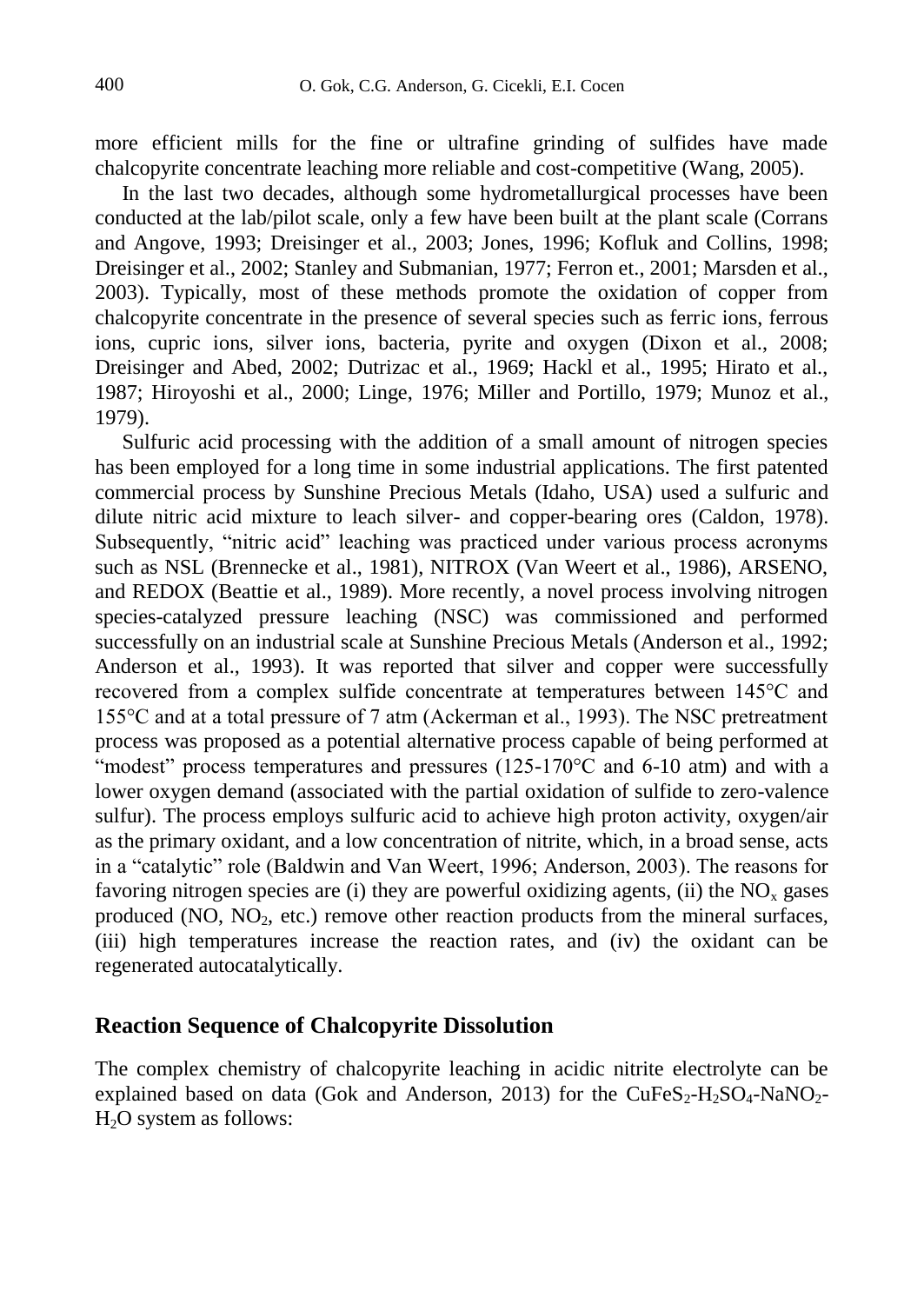more efficient mills for the fine or ultrafine grinding of sulfides have made chalcopyrite concentrate leaching more reliable and cost-competitive (Wang, 2005).

In the last two decades, although some hydrometallurgical processes have been conducted at the lab/pilot scale, only a few have been built at the plant scale (Corrans and Angove, 1993; Dreisinger et al., 2003; Jones, 1996; Kofluk and Collins, 1998; Dreisinger et al., 2002; Stanley and Submanian, 1977; Ferron et., 2001; Marsden et al., 2003). Typically, most of these methods promote the oxidation of copper from chalcopyrite concentrate in the presence of several species such as ferric ions, ferrous ions, cupric ions, silver ions, bacteria, pyrite and oxygen (Dixon et al., 2008; Dreisinger and Abed, 2002; Dutrizac et al., 1969; Hackl et al., 1995; Hirato et al., 1987; Hiroyoshi et al., 2000; Linge, 1976; Miller and Portillo, 1979; Munoz et al., 1979).

Sulfuric acid processing with the addition of a small amount of nitrogen species has been employed for a long time in some industrial applications. The first patented commercial process by Sunshine Precious Metals (Idaho, USA) used a sulfuric and dilute nitric acid mixture to leach silver- and copper-bearing ores (Caldon, 1978). Subsequently, "nitric acid" leaching was practiced under various process acronyms such as NSL (Brennecke et al., 1981), NITROX (Van Weert et al., 1986), ARSENO, and REDOX (Beattie et al., 1989). More recently, a novel process involving nitrogen species-catalyzed pressure leaching (NSC) was commissioned and performed successfully on an industrial scale at Sunshine Precious Metals (Anderson et al., 1992; Anderson et al., 1993). It was reported that silver and copper were successfully recovered from a complex sulfide concentrate at temperatures between 145°C and 155°C and at a total pressure of 7 atm (Ackerman et al., 1993). The NSC pretreatment process was proposed as a potential alternative process capable of being performed at "modest" process temperatures and pressures (125-170°C and 6-10 atm) and with a lower oxygen demand (associated with the partial oxidation of sulfide to zero-valence sulfur). The process employs sulfuric acid to achieve high proton activity, oxygen/air as the primary oxidant, and a low concentration of nitrite, which, in a broad sense, acts in a "catalytic" role (Baldwin and Van Weert, 1996; Anderson, 2003). The reasons for favoring nitrogen species are (i) they are powerful oxidizing agents, (ii) the $NO_x$ gases produced ($NO$, $NO_2$, etc.) remove other reaction products from the mineral surfaces, (iii) high temperatures increase the reaction rates, and (iv) the oxidant can be regenerated autocatalytically.

## Reaction Sequence of Chalcopyrite Dissolution

The complex chemistry of chalcopyrite leaching in acidic nitrite electrolyte can be explained based on data (Gok and Anderson, 2013) for the $CuFeS_2$-$H_2SO_4$-$NaNO_2$-$H_2O$ system as follows: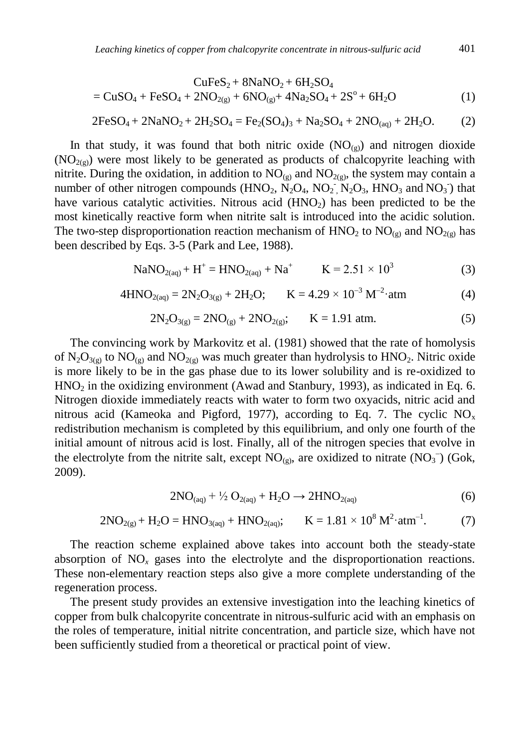$$CuFeS_2 + 8NaNO_2 + 6H_2SO_4$$
$$= CuSO_4 + FeSO_4 + 2NO_{2(g)} + 6NO_{(g)} + 4Na_2SO_4 + 2S^o + 6H_2O \quad (1)$$

$$2FeSO_4 + 2NaNO_2 + 2H_2SO_4 = Fe_2(SO_4)_3 + Na_2SO_4 + 2NO_{(aq)} + 2H_2O. \quad (2)$$

In that study, it was found that both nitric oxide ($NO_{(g)}$) and nitrogen dioxide ($NO_{2(g)}$) were most likely to be generated as products of chalcopyrite leaching with nitrite. During the oxidation, in addition to $NO_{(g)}$ and $NO_{2(g)}$, the system may contain a number of other nitrogen compounds ($HNO_2$, $N_2O_4$, $NO_2^-$, $N_2O_3$, $HNO_3$ and $NO_3^-$) that have various catalytic activities. Nitrous acid ($HNO_2$) has been predicted to be the most kinetically reactive form when nitrite salt is introduced into the acidic solution. The two-step disproportionation reaction mechanism of $HNO_2$ to $NO_{(g)}$ and $NO_{2(g)}$ has been described by Eqs. 3-5 (Park and Lee, 1988).

$$NaNO_{2(aq)} + H^+ = HNO_{2(aq)} + Na^+ \qquad K = 2.51 \times 10^3 \quad (3)$$

$$4HNO_{2(aq)} = 2N_2O_{3(g)} + 2H_2O; \qquad K = 4.29 \times 10^{-3}\ M^{-2}\cdot atm \quad (4)$$

$$2N_2O_{3(g)} = 2NO_{(g)} + 2NO_{2(g)}; \qquad K = 1.91\ atm. \quad (5)$$

The convincing work by Markovitz et al. (1981) showed that the rate of homolysis of $N_2O_{3(g)}$ to $NO_{(g)}$ and $NO_{2(g)}$ was much greater than hydrolysis to $HNO_2$. Nitric oxide is more likely to be in the gas phase due to its lower solubility and is re-oxidized to $HNO_2$ in the oxidizing environment (Awad and Stanbury, 1993), as indicated in Eq. 6. Nitrogen dioxide immediately reacts with water to form two oxyacids, nitric acid and nitrous acid (Kameoka and Pigford, 1977), according to Eq. 7. The cyclic $NO_x$ redistribution mechanism is completed by this equilibrium, and only one fourth of the initial amount of nitrous acid is lost. Finally, all of the nitrogen species that evolve in the electrolyte from the nitrite salt, except $NO_{(g)}$, are oxidized to nitrate ($NO_3^-$) (Gok, 2009).

$$2NO_{(aq)} + \tfrac{1}{2}\, O_{2(aq)} + H_2O \rightarrow 2HNO_{2(aq)} \quad (6)$$

$$2NO_{2(g)} + H_2O = HNO_{3(aq)} + HNO_{2(aq)}; \qquad K = 1.81 \times 10^8\ M^2\cdot atm^{-1}. \quad (7)$$

The reaction scheme explained above takes into account both the steady-state absorption of $NO_x$ gases into the electrolyte and the disproportionation reactions. These non-elementary reaction steps also give a more complete understanding of the regeneration process.

The present study provides an extensive investigation into the leaching kinetics of copper from bulk chalcopyrite concentrate in nitrous-sulfuric acid with an emphasis on the roles of temperature, initial nitrite concentration, and particle size, which have not been sufficiently studied from a theoretical or practical point of view.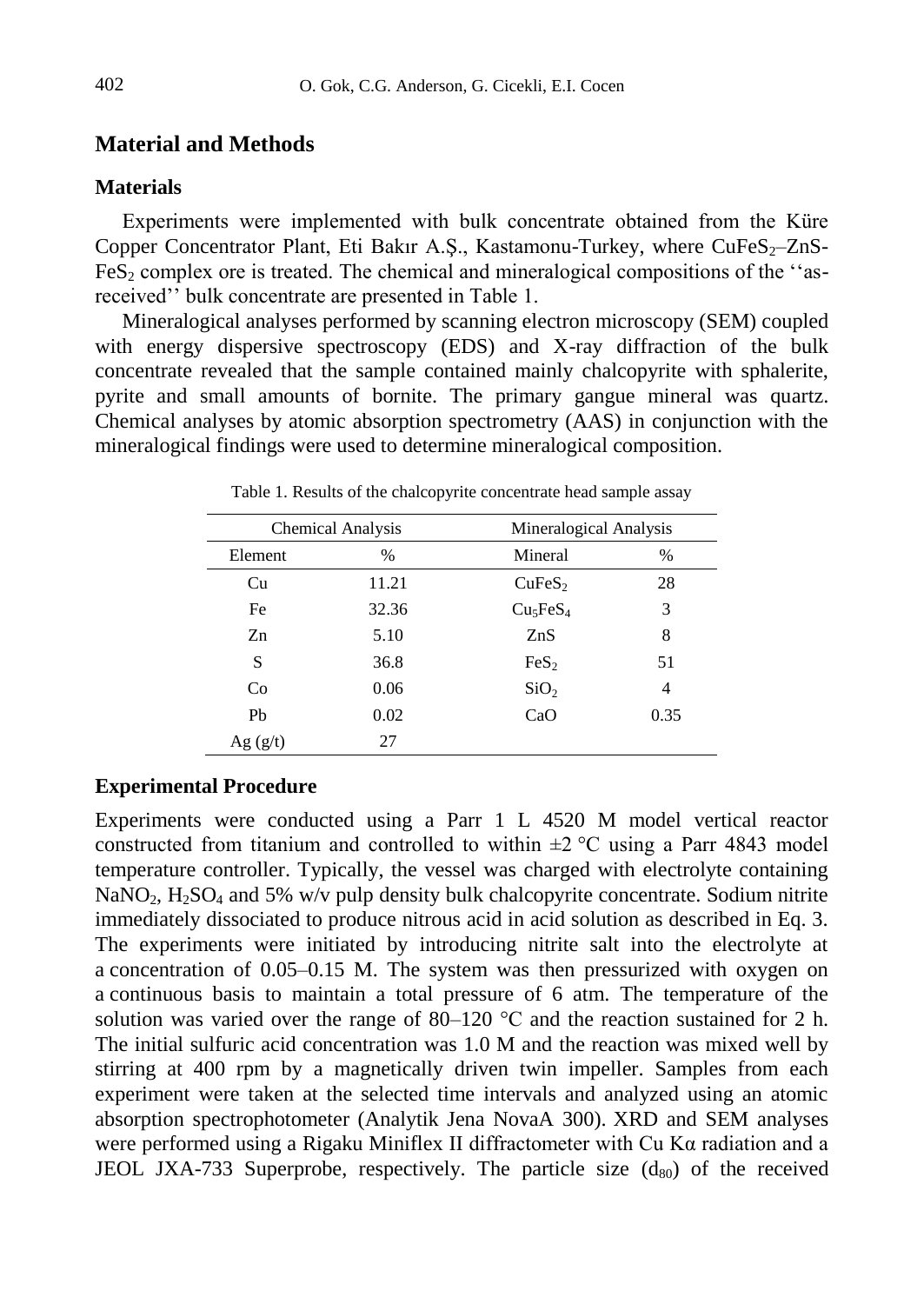## Material and Methods

### Materials

Experiments were implemented with bulk concentrate obtained from the Küre Copper Concentrator Plant, Eti Bakır A.Ş., Kastamonu-Turkey, where $CuFeS_2$–ZnS-$FeS_2$ complex ore is treated. The chemical and mineralogical compositions of the ''as-received'' bulk concentrate are presented in Table 1.

Mineralogical analyses performed by scanning electron microscopy (SEM) coupled with energy dispersive spectroscopy (EDS) and X-ray diffraction of the bulk concentrate revealed that the sample contained mainly chalcopyrite with sphalerite, pyrite and small amounts of bornite. The primary gangue mineral was quartz. Chemical analyses by atomic absorption spectrometry (AAS) in conjunction with the mineralogical findings were used to determine mineralogical composition.

Table 1. Results of the chalcopyrite concentrate head sample assay

| Chemical Analysis | | Mineralogical Analysis | |
|---|---|---|---|
| Element | % | Mineral | % |
| Cu | 11.21 | $CuFeS_2$ | 28 |
| Fe | 32.36 | $Cu_5FeS_4$ | 3 |
| Zn | 5.10 | ZnS | 8 |
| S | 36.8 | $FeS_2$ | 51 |
| Co | 0.06 | $SiO_2$ | 4 |
| Pb | 0.02 | CaO | 0.35 |
| Ag (g/t) | 27 | | |

### Experimental Procedure

Experiments were conducted using a Parr 1 L 4520 M model vertical reactor constructed from titanium and controlled to within ±2 °C using a Parr 4843 model temperature controller. Typically, the vessel was charged with electrolyte containing $NaNO_2$, $H_2SO_4$ and 5% w/v pulp density bulk chalcopyrite concentrate. Sodium nitrite immediately dissociated to produce nitrous acid in acid solution as described in Eq. 3. The experiments were initiated by introducing nitrite salt into the electrolyte at a concentration of 0.05–0.15 M. The system was then pressurized with oxygen on a continuous basis to maintain a total pressure of 6 atm. The temperature of the solution was varied over the range of 80–120 °C and the reaction sustained for 2 h. The initial sulfuric acid concentration was 1.0 M and the reaction was mixed well by stirring at 400 rpm by a magnetically driven twin impeller. Samples from each experiment were taken at the selected time intervals and analyzed using an atomic absorption spectrophotometer (Analytik Jena NovaA 300). XRD and SEM analyses were performed using a Rigaku Miniflex II diffractometer with Cu Kα radiation and a JEOL JXA-733 Superprobe, respectively. The particle size ($d_{80}$) of the received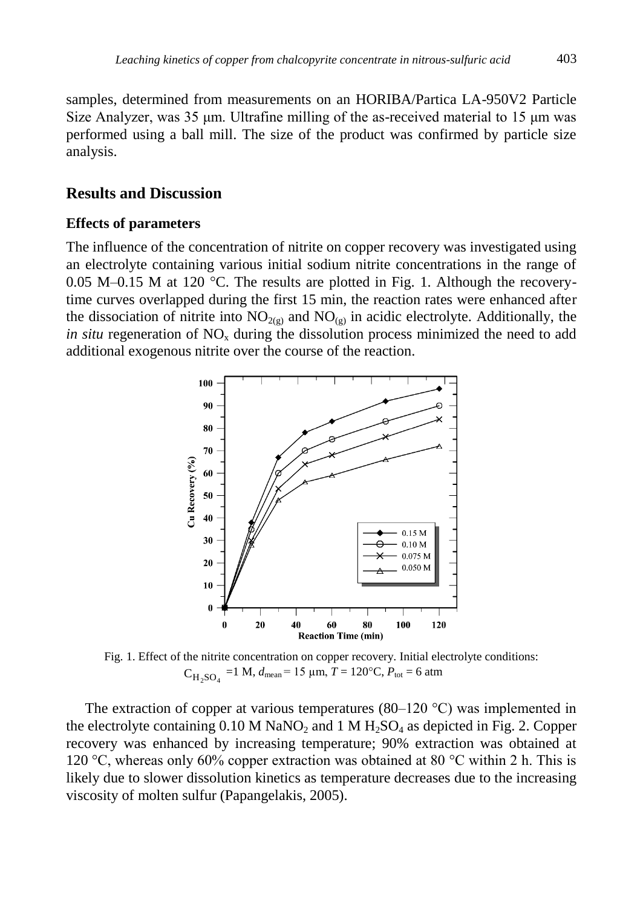samples, determined from measurements on an HORIBA/Partica LA-950V2 Particle Size Analyzer, was 35 μm. Ultrafine milling of the as-received material to 15 μm was performed using a ball mill. The size of the product was confirmed by particle size analysis.

## Results and Discussion

### Effects of parameters

The influence of the concentration of nitrite on copper recovery was investigated using an electrolyte containing various initial sodium nitrite concentrations in the range of 0.05 M–0.15 M at 120 °C. The results are plotted in Fig. 1. Although the recovery-time curves overlapped during the first 15 min, the reaction rates were enhanced after the dissociation of nitrite into $NO_{2(g)}$ and $NO_{(g)}$ in acidic electrolyte. Additionally, the *in situ* regeneration of $NO_x$ during the dissolution process minimized the need to add additional exogenous nitrite over the course of the reaction.

Fig. 1. Effect of the nitrite concentration on copper recovery. Initial electrolyte conditions: $C_{H_2SO_4}$ =1 M, $d_{mean}$ = 15 μm, $T$ = 120°C, $P_{tot}$ = 6 atm

The extraction of copper at various temperatures (80–120 °C) was implemented in the electrolyte containing 0.10 M $NaNO_2$ and 1 M $H_2SO_4$ as depicted in Fig. 2. Copper recovery was enhanced by increasing temperature; 90% extraction was obtained at 120 °C, whereas only 60% copper extraction was obtained at 80 °C within 2 h. This is likely due to slower dissolution kinetics as temperature decreases due to the increasing viscosity of molten sulfur (Papangelakis, 2005).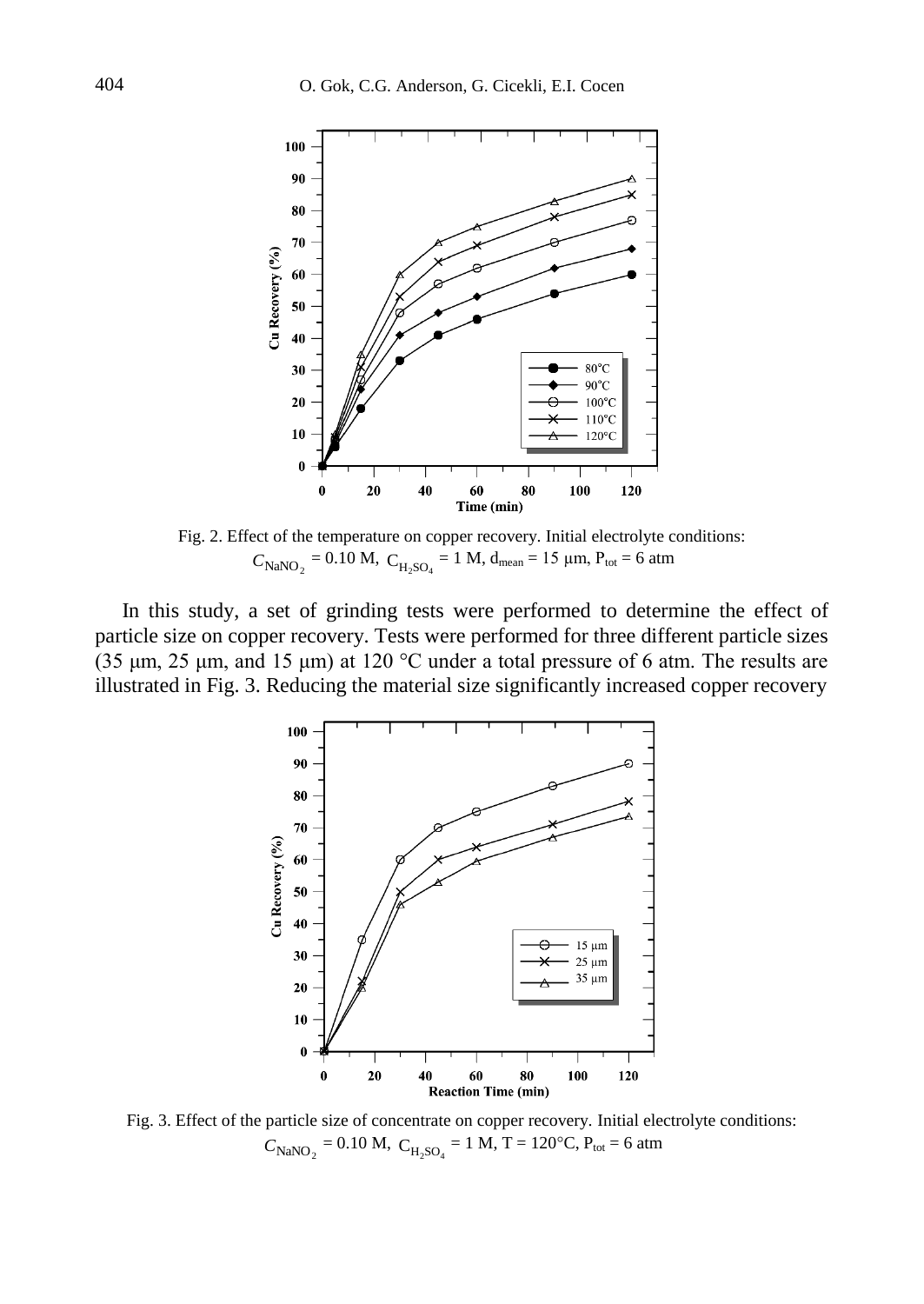Fig. 2. Effect of the temperature on copper recovery. Initial electrolyte conditions: $C_{NaNO_2}$ = 0.10 M, $C_{H_2SO_4}$ = 1 M, $d_{mean}$ = 15 μm, $P_{tot}$ = 6 atm

In this study, a set of grinding tests were performed to determine the effect of particle size on copper recovery. Tests were performed for three different particle sizes (35 μm, 25 μm, and 15 μm) at 120 °C under a total pressure of 6 atm. The results are illustrated in Fig. 3. Reducing the material size significantly increased copper recovery

Fig. 3. Effect of the particle size of concentrate on copper recovery. Initial electrolyte conditions: $C_{NaNO_2}$ = 0.10 M, $C_{H_2SO_4}$ = 1 M, T = 120°C, $P_{tot}$ = 6 atm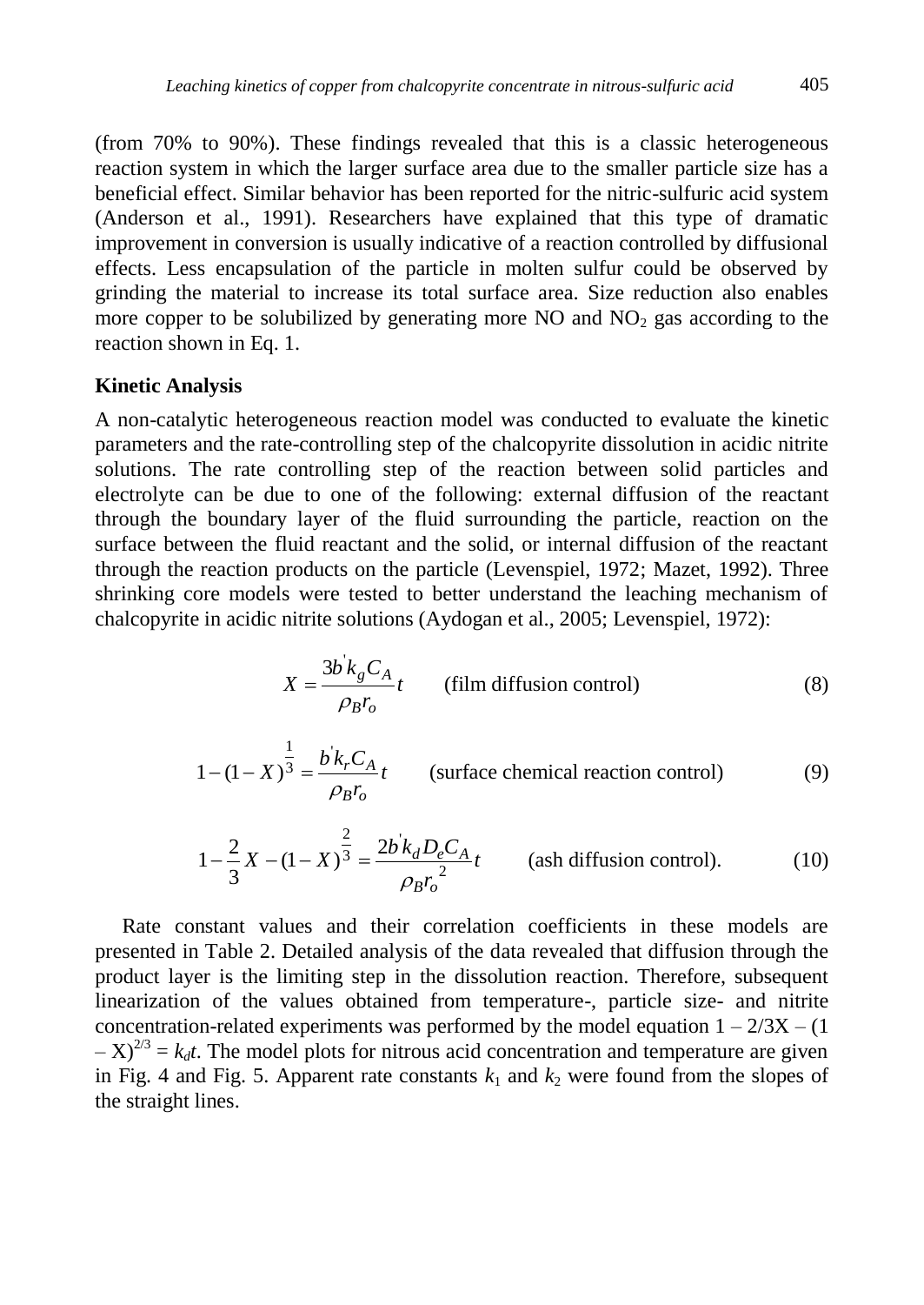(from 70% to 90%). These findings revealed that this is a classic heterogeneous reaction system in which the larger surface area due to the smaller particle size has a beneficial effect. Similar behavior has been reported for the nitric-sulfuric acid system (Anderson et al., 1991). Researchers have explained that this type of dramatic improvement in conversion is usually indicative of a reaction controlled by diffusional effects. Less encapsulation of the particle in molten sulfur could be observed by grinding the material to increase its total surface area. Size reduction also enables more copper to be solubilized by generating more NO and $NO_2$ gas according to the reaction shown in Eq. 1.

**Kinetic Analysis**

A non-catalytic heterogeneous reaction model was conducted to evaluate the kinetic parameters and the rate-controlling step of the chalcopyrite dissolution in acidic nitrite solutions. The rate controlling step of the reaction between solid particles and electrolyte can be due to one of the following: external diffusion of the reactant through the boundary layer of the fluid surrounding the particle, reaction on the surface between the fluid reactant and the solid, or internal diffusion of the reactant through the reaction products on the particle (Levenspiel, 1972; Mazet, 1992). Three shrinking core models were tested to better understand the leaching mechanism of chalcopyrite in acidic nitrite solutions (Aydogan et al., 2005; Levenspiel, 1972):

$$X = \frac{3b^{'}k_g C_A}{\rho_B r_o} t \qquad \text{(film diffusion control)} \tag{8}$$

$$1-(1-X)^{\frac{1}{3}} = \frac{b^{'}k_r C_A}{\rho_B r_o} t \qquad \text{(surface chemical reaction control)} \tag{9}$$

$$1-\frac{2}{3}X-(1-X)^{\frac{2}{3}} = \frac{2b^{'}k_d D_e C_A}{\rho_B {r_o}^2} t \qquad \text{(ash diffusion control).} \tag{10}$$

Rate constant values and their correlation coefficients in these models are presented in Table 2. Detailed analysis of the data revealed that diffusion through the product layer is the limiting step in the dissolution reaction. Therefore, subsequent linearization of the values obtained from temperature-, particle size- and nitrite concentration-related experiments was performed by the model equation $1 - 2/3X - (1 - X)^{2/3} = k_d t$. The model plots for nitrous acid concentration and temperature are given in Fig. 4 and Fig. 5. Apparent rate constants $k_1$ and $k_2$ were found from the slopes of the straight lines.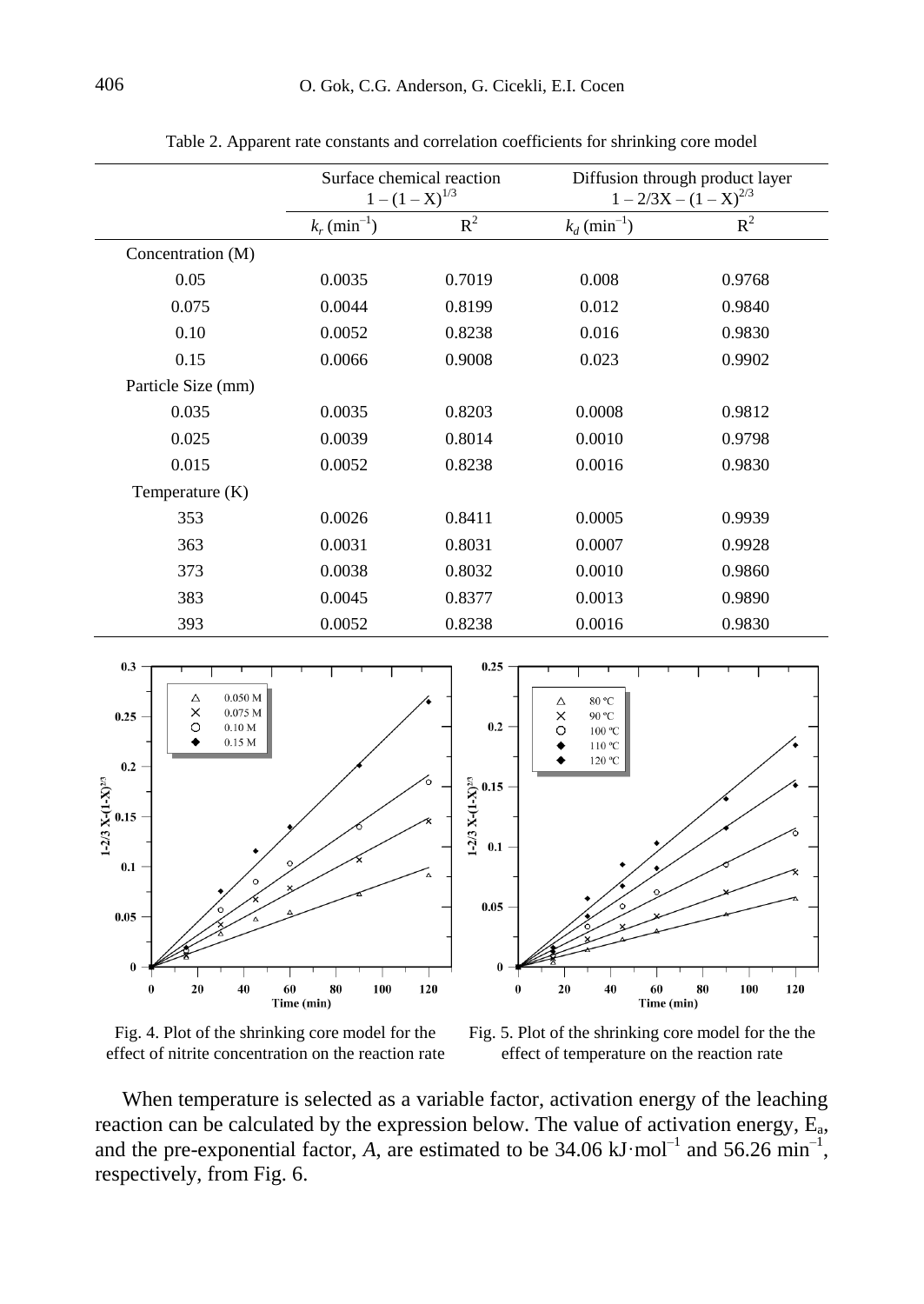Table 2. Apparent rate constants and correlation coefficients for shrinking core model

| | Surface chemical reaction $1-(1-X)^{1/3}$ | | Diffusion through product layer $1-2/3X-(1-X)^{2/3}$ | |
|---|---|---|---|---|
| | $k_r$ (min$^{-1}$) | $R^2$ | $k_d$ (min$^{-1}$) | $R^2$ |
| Concentration (M) | | | | |
| 0.05 | 0.0035 | 0.7019 | 0.008 | 0.9768 |
| 0.075 | 0.0044 | 0.8199 | 0.012 | 0.9840 |
| 0.10 | 0.0052 | 0.8238 | 0.016 | 0.9830 |
| 0.15 | 0.0066 | 0.9008 | 0.023 | 0.9902 |
| Particle Size (mm) | | | | |
| 0.035 | 0.0035 | 0.8203 | 0.0008 | 0.9812 |
| 0.025 | 0.0039 | 0.8014 | 0.0010 | 0.9798 |
| 0.015 | 0.0052 | 0.8238 | 0.0016 | 0.9830 |
| Temperature (K) | | | | |
| 353 | 0.0026 | 0.8411 | 0.0005 | 0.9939 |
| 363 | 0.0031 | 0.8031 | 0.0007 | 0.9928 |
| 373 | 0.0038 | 0.8032 | 0.0010 | 0.9860 |
| 383 | 0.0045 | 0.8377 | 0.0013 | 0.9890 |
| 393 | 0.0052 | 0.8238 | 0.0016 | 0.9830 |

Fig. 4. Plot of the shrinking core model for the effect of nitrite concentration on the reaction rate

Fig. 5. Plot of the shrinking core model for the the effect of temperature on the reaction rate

When temperature is selected as a variable factor, activation energy of the leaching reaction can be calculated by the expression below. The value of activation energy, $E_a$, and the pre-exponential factor, $A$, are estimated to be 34.06 kJ·mol$^{-1}$ and 56.26 min$^{-1}$, respectively, from Fig. 6.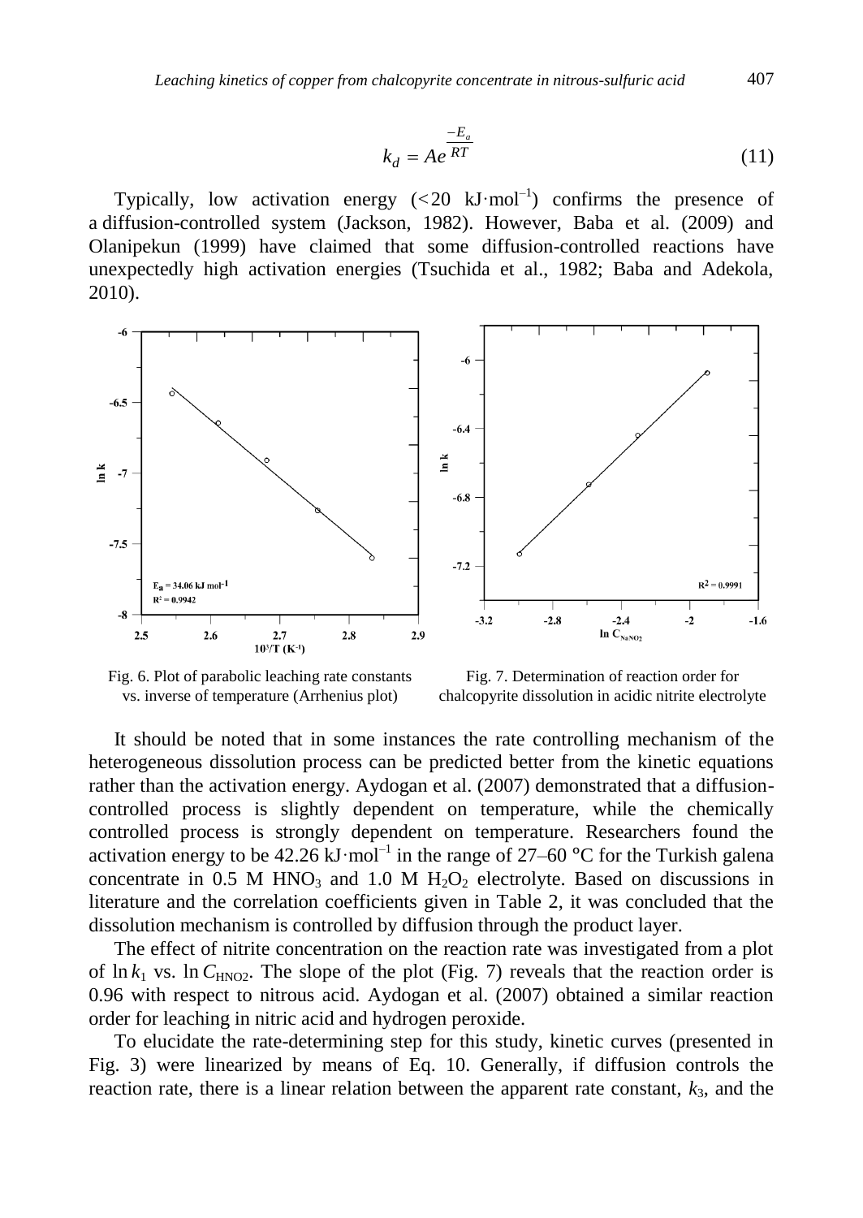$$k_d = Ae^{\frac{-E_a}{RT}} \tag{11}$$

Typically, low activation energy (<20 kJ·mol$^{-1}$) confirms the presence of a diffusion-controlled system (Jackson, 1982). However, Baba et al. (2009) and Olanipekun (1999) have claimed that some diffusion-controlled reactions have unexpectedly high activation energies (Tsuchida et al., 1982; Baba and Adekola, 2010).

Fig. 6. Plot of parabolic leaching rate constants vs. inverse of temperature (Arrhenius plot)

Fig. 7. Determination of reaction order for chalcopyrite dissolution in acidic nitrite electrolyte

It should be noted that in some instances the rate controlling mechanism of the heterogeneous dissolution process can be predicted better from the kinetic equations rather than the activation energy. Aydogan et al. (2007) demonstrated that a diffusion-controlled process is slightly dependent on temperature, while the chemically controlled process is strongly dependent on temperature. Researchers found the activation energy to be 42.26 kJ·mol$^{-1}$ in the range of 27–60 °C for the Turkish galena concentrate in 0.5 M $HNO_3$ and 1.0 M $H_2O_2$ electrolyte. Based on discussions in literature and the correlation coefficients given in Table 2, it was concluded that the dissolution mechanism is controlled by diffusion through the product layer.

The effect of nitrite concentration on the reaction rate was investigated from a plot of $\ln k_1$ vs. $\ln C_{HNO2}$. The slope of the plot (Fig. 7) reveals that the reaction order is 0.96 with respect to nitrous acid. Aydogan et al. (2007) obtained a similar reaction order for leaching in nitric acid and hydrogen peroxide.

To elucidate the rate-determining step for this study, kinetic curves (presented in Fig. 3) were linearized by means of Eq. 10. Generally, if diffusion controls the reaction rate, there is a linear relation between the apparent rate constant, $k_3$, and the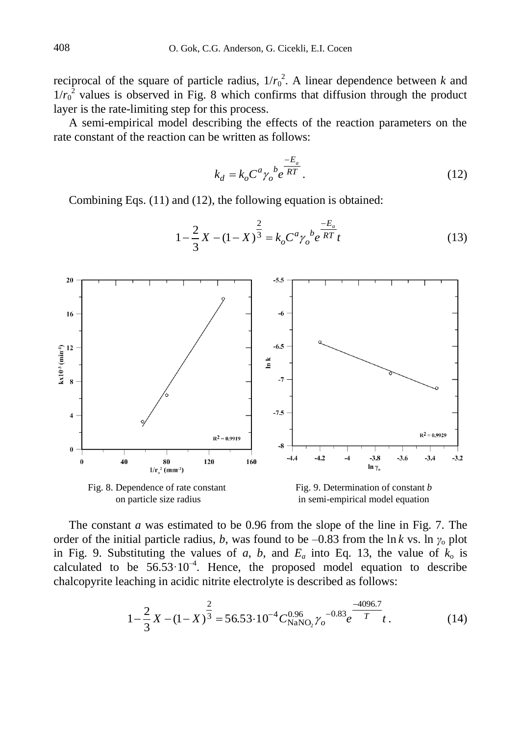reciprocal of the square of particle radius, $1/r_0^2$. A linear dependence between $k$ and $1/r_0^2$ values is observed in Fig. 8 which confirms that diffusion through the product layer is the rate-limiting step for this process.

A semi-empirical model describing the effects of the reaction parameters on the rate constant of the reaction can be written as follows:

$$k_d = k_o C^a \gamma_o{}^b e^{\frac{-E_a}{RT}} . \tag{12}$$

Combining Eqs. (11) and (12), the following equation is obtained:

$$1 - \frac{2}{3} X - (1 - X)^{\frac{2}{3}} = k_o C^a \gamma_o{}^b e^{\frac{-E_a}{RT}} t \tag{13}$$

Fig. 8. Dependence of rate constant on particle size radius

Fig. 9. Determination of constant $b$ in semi-empirical model equation

The constant $a$ was estimated to be 0.96 from the slope of the line in Fig. 7. The order of the initial particle radius, $b$, was found to be –0.83 from the $\ln k$ vs. $\ln \gamma_o$ plot in Fig. 9. Substituting the values of $a$, $b$, and $E_a$ into Eq. 13, the value of $k_o$ is calculated to be $56.53 \cdot 10^{-4}$. Hence, the proposed model equation to describe chalcopyrite leaching in acidic nitrite electrolyte is described as follows:

$$1 - \frac{2}{3} X - (1 - X)^{\frac{2}{3}} = 56.53 \cdot 10^{-4} C_{\mathrm{NaNO_2}}^{0.96} \gamma_o{}^{-0.83} e^{\frac{-4096.7}{T}} t . \tag{14}$$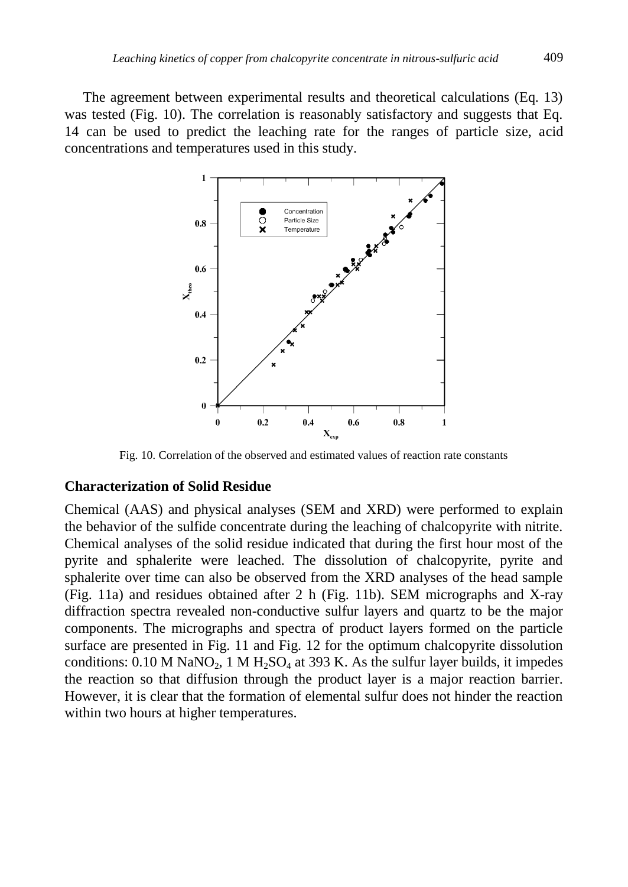The agreement between experimental results and theoretical calculations (Eq. 13) was tested (Fig. 10). The correlation is reasonably satisfactory and suggests that Eq. 14 can be used to predict the leaching rate for the ranges of particle size, acid concentrations and temperatures used in this study.

Fig. 10. Correlation of the observed and estimated values of reaction rate constants

## Characterization of Solid Residue

Chemical (AAS) and physical analyses (SEM and XRD) were performed to explain the behavior of the sulfide concentrate during the leaching of chalcopyrite with nitrite. Chemical analyses of the solid residue indicated that during the first hour most of the pyrite and sphalerite were leached. The dissolution of chalcopyrite, pyrite and sphalerite over time can also be observed from the XRD analyses of the head sample (Fig. 11a) and residues obtained after 2 h (Fig. 11b). SEM micrographs and X-ray diffraction spectra revealed non-conductive sulfur layers and quartz to be the major components. The micrographs and spectra of product layers formed on the particle surface are presented in Fig. 11 and Fig. 12 for the optimum chalcopyrite dissolution conditions: 0.10 M $NaNO_2$, 1 M $H_2SO_4$ at 393 K. As the sulfur layer builds, it impedes the reaction so that diffusion through the product layer is a major reaction barrier. However, it is clear that the formation of elemental sulfur does not hinder the reaction within two hours at higher temperatures.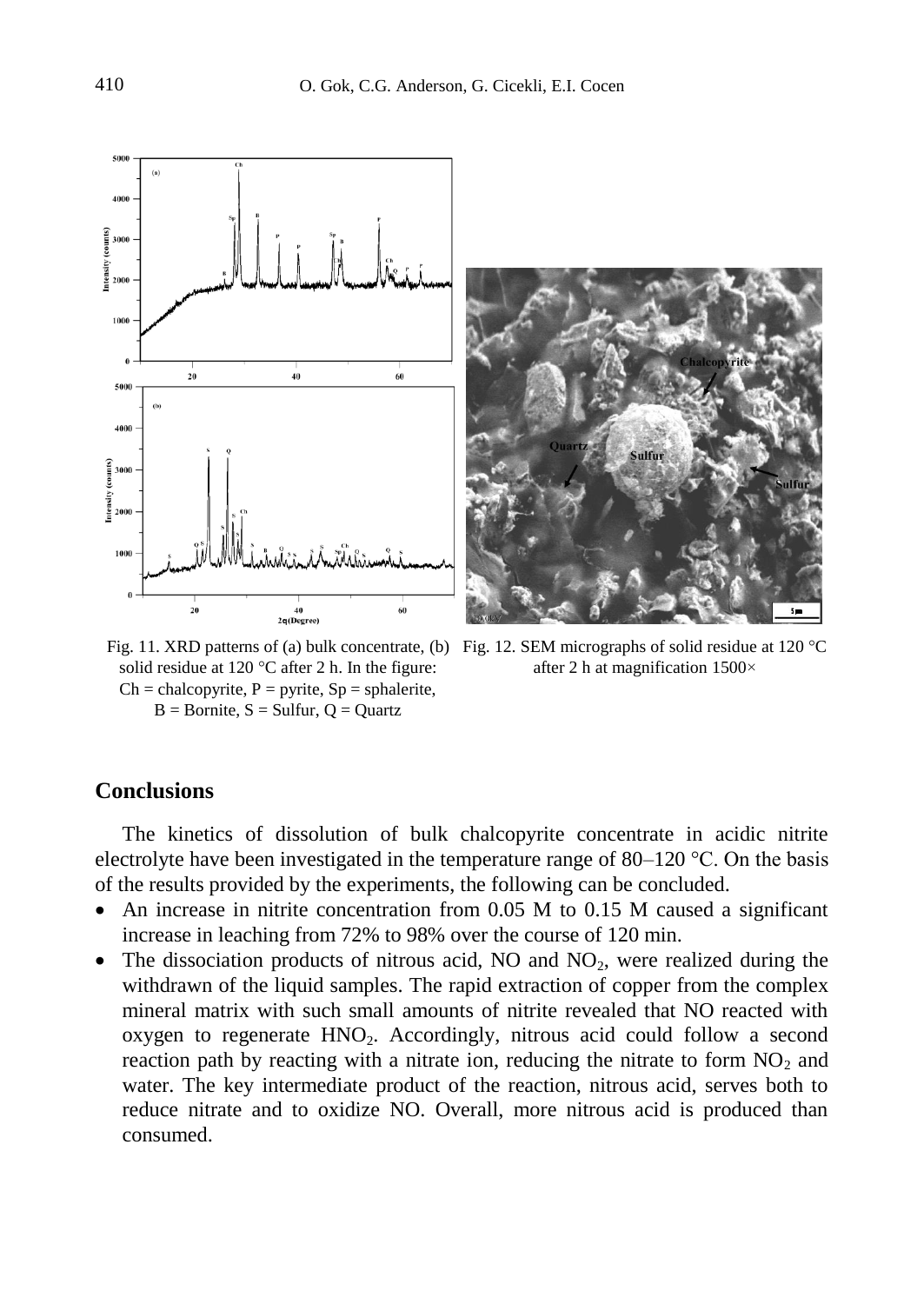Fig. 11. XRD patterns of (a) bulk concentrate, (b) solid residue at 120 °C after 2 h. In the figure: Ch = chalcopyrite, P = pyrite, Sp = sphalerite, B = Bornite, S = Sulfur, Q = Quartz

Fig. 12. SEM micrographs of solid residue at 120 °C after 2 h at magnification 1500×

## Conclusions

The kinetics of dissolution of bulk chalcopyrite concentrate in acidic nitrite electrolyte have been investigated in the temperature range of 80–120 °C. On the basis of the results provided by the experiments, the following can be concluded.

- An increase in nitrite concentration from 0.05 M to 0.15 M caused a significant increase in leaching from 72% to 98% over the course of 120 min.
- The dissociation products of nitrous acid, NO and $NO_2$, were realized during the withdrawn of the liquid samples. The rapid extraction of copper from the complex mineral matrix with such small amounts of nitrite revealed that NO reacted with oxygen to regenerate $HNO_2$. Accordingly, nitrous acid could follow a second reaction path by reacting with a nitrate ion, reducing the nitrate to form $NO_2$ and water. The key intermediate product of the reaction, nitrous acid, serves both to reduce nitrate and to oxidize NO. Overall, more nitrous acid is produced than consumed.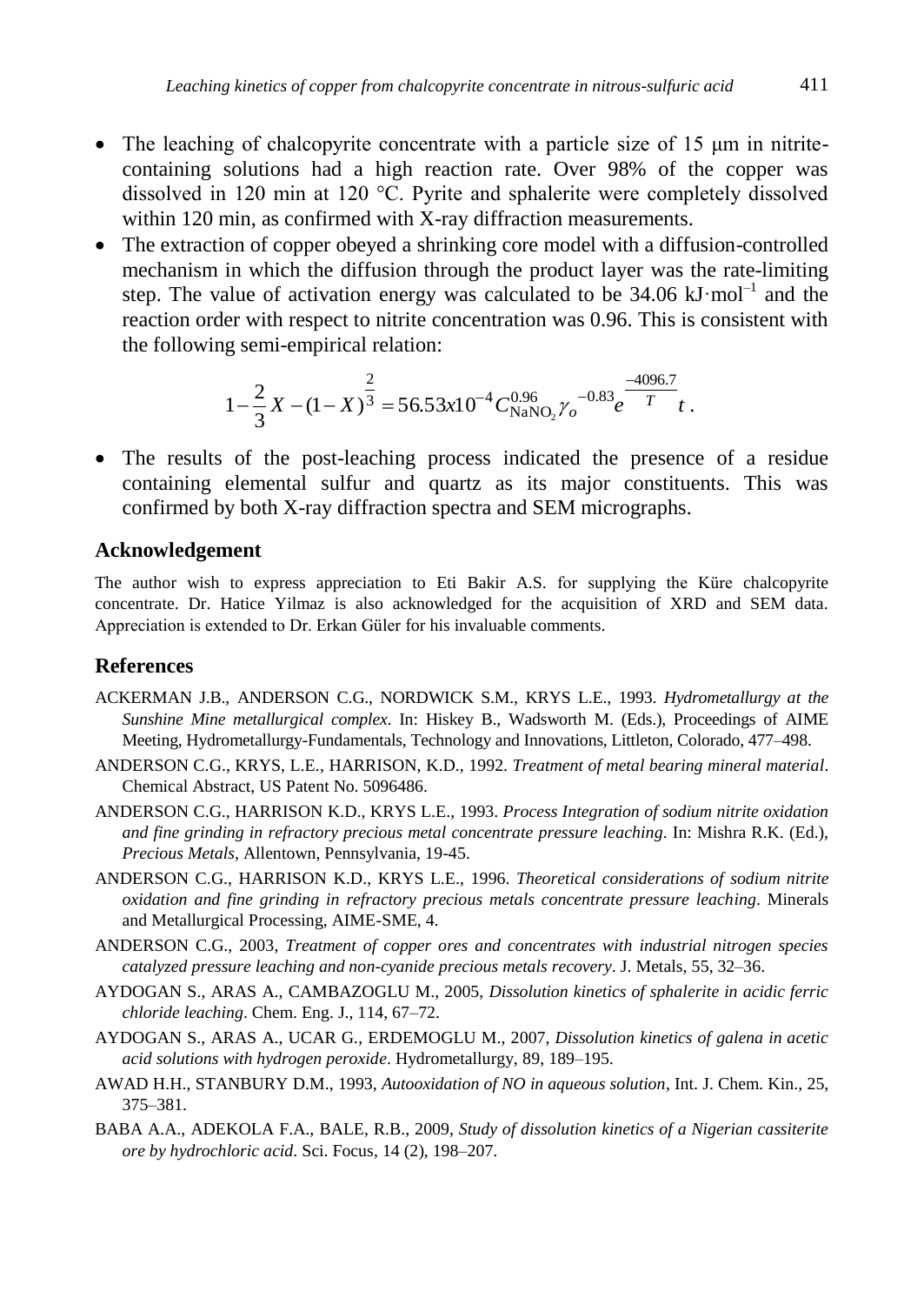- The leaching of chalcopyrite concentrate with a particle size of 15 μm in nitrite-containing solutions had a high reaction rate. Over 98% of the copper was dissolved in 120 min at 120 °C. Pyrite and sphalerite were completely dissolved within 120 min, as confirmed with X-ray diffraction measurements.
- The extraction of copper obeyed a shrinking core model with a diffusion-controlled mechanism in which the diffusion through the product layer was the rate-limiting step. The value of activation energy was calculated to be 34.06 kJ·mol$^{-1}$ and the reaction order with respect to nitrite concentration was 0.96. This is consistent with the following semi-empirical relation:

$$1-\frac{2}{3}X-(1-X)^{\frac{2}{3}}=56.53x10^{-4}C_{\mathrm{NaNO_2}}^{0.96}\gamma_o^{-0.83}e^{\frac{-4096.7}{T}}t\,.$$

- The results of the post-leaching process indicated the presence of a residue containing elemental sulfur and quartz as its major constituents. This was confirmed by both X-ray diffraction spectra and SEM micrographs.

## Acknowledgement

The author wish to express appreciation to Eti Bakir A.S. for supplying the Küre chalcopyrite concentrate. Dr. Hatice Yilmaz is also acknowledged for the acquisition of XRD and SEM data. Appreciation is extended to Dr. Erkan Güler for his invaluable comments.

## References

ACKERMAN J.B., ANDERSON C.G., NORDWICK S.M., KRYS L.E., 1993. *Hydrometallurgy at the Sunshine Mine metallurgical complex*. In: Hiskey B., Wadsworth M. (Eds.), Proceedings of AIME Meeting, Hydrometallurgy-Fundamentals, Technology and Innovations, Littleton, Colorado, 477–498.

ANDERSON C.G., KRYS, L.E., HARRISON, K.D., 1992. *Treatment of metal bearing mineral material*. Chemical Abstract, US Patent No. 5096486.

ANDERSON C.G., HARRISON K.D., KRYS L.E., 1993. *Process Integration of sodium nitrite oxidation and fine grinding in refractory precious metal concentrate pressure leaching*. In: Mishra R.K. (Ed.), *Precious Metals*, Allentown, Pennsylvania, 19-45.

ANDERSON C.G., HARRISON K.D., KRYS L.E., 1996. *Theoretical considerations of sodium nitrite oxidation and fine grinding in refractory precious metals concentrate pressure leaching*. Minerals and Metallurgical Processing, AIME-SME, 4.

ANDERSON C.G., 2003, *Treatment of copper ores and concentrates with industrial nitrogen species catalyzed pressure leaching and non-cyanide precious metals recovery*. J. Metals, 55, 32–36.

AYDOGAN S., ARAS A., CAMBAZOGLU M., 2005, *Dissolution kinetics of sphalerite in acidic ferric chloride leaching*. Chem. Eng. J., 114, 67–72.

AYDOGAN S., ARAS A., UCAR G., ERDEMOGLU M., 2007, *Dissolution kinetics of galena in acetic acid solutions with hydrogen peroxide*. Hydrometallurgy, 89, 189–195.

AWAD H.H., STANBURY D.M., 1993, *Autooxidation of NO in aqueous solution*, Int. J. Chem. Kin., 25, 375–381.

BABA A.A., ADEKOLA F.A., BALE, R.B., 2009, *Study of dissolution kinetics of a Nigerian cassiterite ore by hydrochloric acid*. Sci. Focus, 14 (2), 198–207.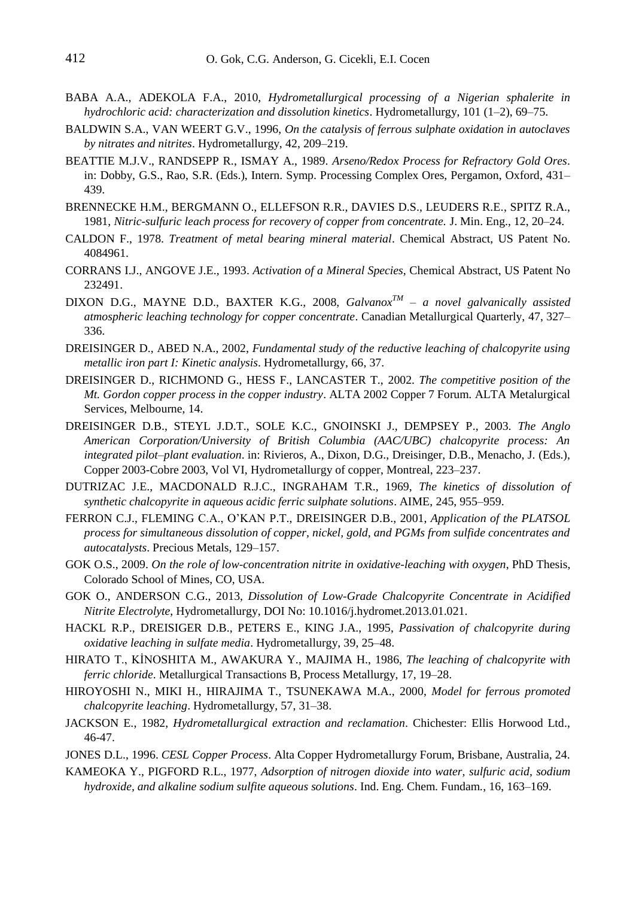BABA A.A., ADEKOLA F.A., 2010, *Hydrometallurgical processing of a Nigerian sphalerite in hydrochloric acid: characterization and dissolution kinetics*. Hydrometallurgy, 101 (1–2), 69–75.

BALDWIN S.A., VAN WEERT G.V., 1996, *On the catalysis of ferrous sulphate oxidation in autoclaves by nitrates and nitrites*. Hydrometallurgy, 42, 209–219.

BEATTIE M.J.V., RANDSEPP R., ISMAY A., 1989. *Arseno/Redox Process for Refractory Gold Ores*. in: Dobby, G.S., Rao, S.R. (Eds.), Intern. Symp. Processing Complex Ores, Pergamon, Oxford, 431–439.

BRENNECKE H.M., BERGMANN O., ELLEFSON R.R., DAVIES D.S., LEUDERS R.E., SPITZ R.A., 1981, *Nitric-sulfuric leach process for recovery of copper from concentrate.* J. Min. Eng., 12, 20–24.

CALDON F., 1978. *Treatment of metal bearing mineral material*. Chemical Abstract, US Patent No. 4084961.

CORRANS I.J., ANGOVE J.E., 1993. *Activation of a Mineral Species*, Chemical Abstract, US Patent No 232491.

DIXON D.G., MAYNE D.D., BAXTER K.G., 2008, *Galvanox$^{TM}$ – a novel galvanically assisted atmospheric leaching technology for copper concentrate*. Canadian Metallurgical Quarterly, 47, 327–336.

DREISINGER D., ABED N.A., 2002, *Fundamental study of the reductive leaching of chalcopyrite using metallic iron part I: Kinetic analysis*. Hydrometallurgy, 66, 37.

DREISINGER D., RICHMOND G., HESS F., LANCASTER T., 2002. *The competitive position of the Mt. Gordon copper process in the copper industry*. ALTA 2002 Copper 7 Forum. ALTA Metalurgical Services, Melbourne, 14.

DREISINGER D.B., STEYL J.D.T., SOLE K.C., GNOINSKI J., DEMPSEY P., 2003. *The Anglo American Corporation/University of British Columbia (AAC/UBC) chalcopyrite process: An integrated pilot–plant evaluation*. in: Rivieros, A., Dixon, D.G., Dreisinger, D.B., Menacho, J. (Eds.), Copper 2003-Cobre 2003, Vol VI, Hydrometallurgy of copper, Montreal, 223–237.

DUTRIZAC J.E., MACDONALD R.J.C., INGRAHAM T.R., 1969, *The kinetics of dissolution of synthetic chalcopyrite in aqueous acidic ferric sulphate solutions*. AIME, 245, 955–959.

FERRON C.J., FLEMING C.A., O'KAN P.T., DREISINGER D.B., 2001, *Application of the PLATSOL process for simultaneous dissolution of copper, nickel, gold, and PGMs from sulfide concentrates and autocatalysts*. Precious Metals, 129–157.

GOK O.S., 2009. *On the role of low-concentration nitrite in oxidative-leaching with oxygen*, PhD Thesis, Colorado School of Mines, CO, USA.

GOK O., ANDERSON C.G., 2013, *Dissolution of Low-Grade Chalcopyrite Concentrate in Acidified Nitrite Electrolyte*, Hydrometallurgy, DOI No: 10.1016/j.hydromet.2013.01.021.

HACKL R.P., DREISIGER D.B., PETERS E., KING J.A., 1995, *Passivation of chalcopyrite during oxidative leaching in sulfate media*. Hydrometallurgy, 39, 25–48.

HIRATO T., KİNOSHITA M., AWAKURA Y., MAJIMA H., 1986, *The leaching of chalcopyrite with ferric chloride*. Metallurgical Transactions B, Process Metallurgy, 17, 19–28.

HIROYOSHI N., MIKI H., HIRAJIMA T., TSUNEKAWA M.A., 2000, *Model for ferrous promoted chalcopyrite leaching*. Hydrometallurgy, 57, 31–38.

JACKSON E., 1982, *Hydrometallurgical extraction and reclamation*. Chichester: Ellis Horwood Ltd., 46-47.

JONES D.L., 1996. *CESL Copper Process*. Alta Copper Hydrometallurgy Forum, Brisbane, Australia, 24.

KAMEOKA Y., PIGFORD R.L., 1977, *Adsorption of nitrogen dioxide into water, sulfuric acid, sodium hydroxide, and alkaline sodium sulfite aqueous solutions*. Ind. Eng. Chem. Fundam., 16, 163–169.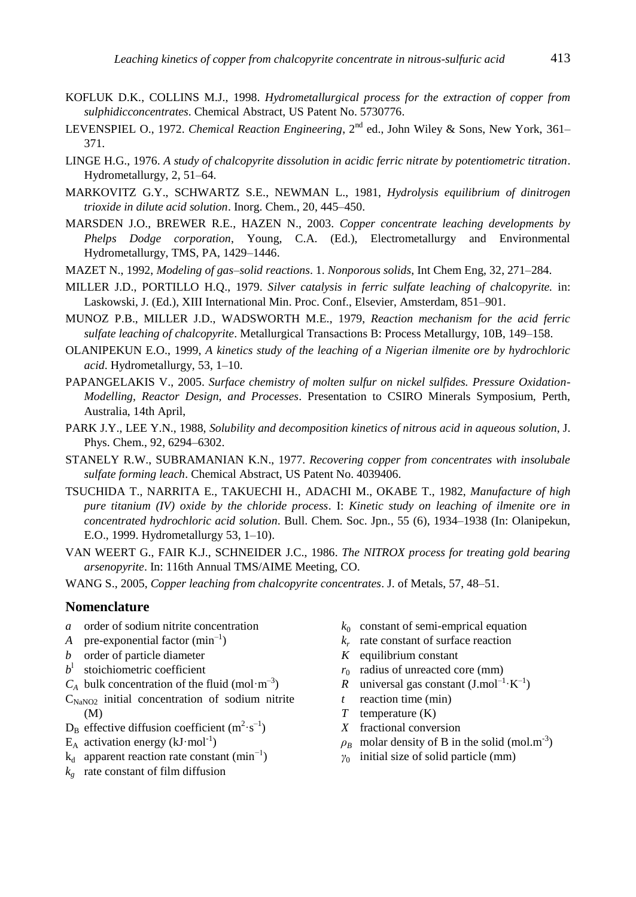KOFLUK D.K., COLLINS M.J., 1998. *Hydrometallurgical process for the extraction of copper from sulphidicconcentrates*. Chemical Abstract, US Patent No. 5730776.

LEVENSPIEL O., 1972. *Chemical Reaction Engineering*, 2nd ed., John Wiley & Sons, New York, 361–371.

LINGE H.G., 1976. *A study of chalcopyrite dissolution in acidic ferric nitrate by potentiometric titration*. Hydrometallurgy, 2, 51–64.

MARKOVITZ G.Y., SCHWARTZ S.E., NEWMAN L., 1981, *Hydrolysis equilibrium of dinitrogen trioxide in dilute acid solution*. Inorg. Chem., 20, 445–450.

MARSDEN J.O., BREWER R.E., HAZEN N., 2003. *Copper concentrate leaching developments by Phelps Dodge corporation*, Young, C.A. (Ed.), Electrometallurgy and Environmental Hydrometallurgy, TMS, PA, 1429–1446.

MAZET N., 1992, *Modeling of gas–solid reactions*. 1. *Nonporous solids*, Int Chem Eng, 32, 271–284.

MILLER J.D., PORTILLO H.Q., 1979. *Silver catalysis in ferric sulfate leaching of chalcopyrite.* in: Laskowski, J. (Ed.), XIII International Min. Proc. Conf., Elsevier, Amsterdam, 851–901.

MUNOZ P.B., MILLER J.D., WADSWORTH M.E., 1979, *Reaction mechanism for the acid ferric sulfate leaching of chalcopyrite*. Metallurgical Transactions B: Process Metallurgy, 10B, 149–158.

OLANIPEKUN E.O., 1999, *A kinetics study of the leaching of a Nigerian ilmenite ore by hydrochloric acid*. Hydrometallurgy, 53, 1–10.

PAPANGELAKIS V., 2005. *Surface chemistry of molten sulfur on nickel sulfides. Pressure Oxidation-Modelling, Reactor Design, and Processes*. Presentation to CSIRO Minerals Symposium, Perth, Australia, 14th April,

PARK J.Y., LEE Y.N., 1988, *Solubility and decomposition kinetics of nitrous acid in aqueous solution*, J. Phys. Chem., 92, 6294–6302.

STANELY R.W., SUBRAMANIAN K.N., 1977. *Recovering copper from concentrates with insolubale sulfate forming leach*. Chemical Abstract, US Patent No. 4039406.

TSUCHIDA T., NARRITA E., TAKUECHI H., ADACHI M., OKABE T., 1982, *Manufacture of high pure titanium (IV) oxide by the chloride process*. I: *Kinetic study on leaching of ilmenite ore in concentrated hydrochloric acid solution*. Bull. Chem. Soc. Jpn., 55 (6), 1934–1938 (In: Olanipekun, E.O., 1999. Hydrometallurgy 53, 1–10).

VAN WEERT G., FAIR K.J., SCHNEIDER J.C., 1986. *The NITROX process for treating gold bearing arsenopyrite*. In: 116th Annual TMS/AIME Meeting, CO.

WANG S., 2005, *Copper leaching from chalcopyrite concentrates*. J. of Metals, 57, 48–51.

## Nomenclature

- $a$ order of sodium nitrite concentration
- $A$ pre-exponential factor ($\min^{-1}$)
- $b$ order of particle diameter
- $b^{l}$ stoichiometric coefficient
- $C_A$ bulk concentration of the fluid ($\mathrm{mol \cdot m^{-3}}$)
- $C_{NaNO2}$ initial concentration of sodium nitrite (M)
- $D_B$ effective diffusion coefficient ($\mathrm{m^2 \cdot s^{-1}}$)
- $E_A$ activation energy ($\mathrm{kJ \cdot mol^{-1}}$)
- $k_d$ apparent reaction rate constant ($\min^{-1}$)
- $k_g$ rate constant of film diffusion
- $k_0$ constant of semi-emprical equation
- $k_r$ rate constant of surface reaction
- $K$ equilibrium constant
- $r_0$ radius of unreacted core (mm)
- $R$ universal gas constant ($\mathrm{J.mol^{-1} \cdot K^{-1}}$)
- $t$ reaction time (min)
- $T$ temperature (K)
- $X$ fractional conversion
- $\rho_B$ molar density of B in the solid ($\mathrm{mol.m^{-3}}$)
- $\gamma_0$ initial size of solid particle (mm)